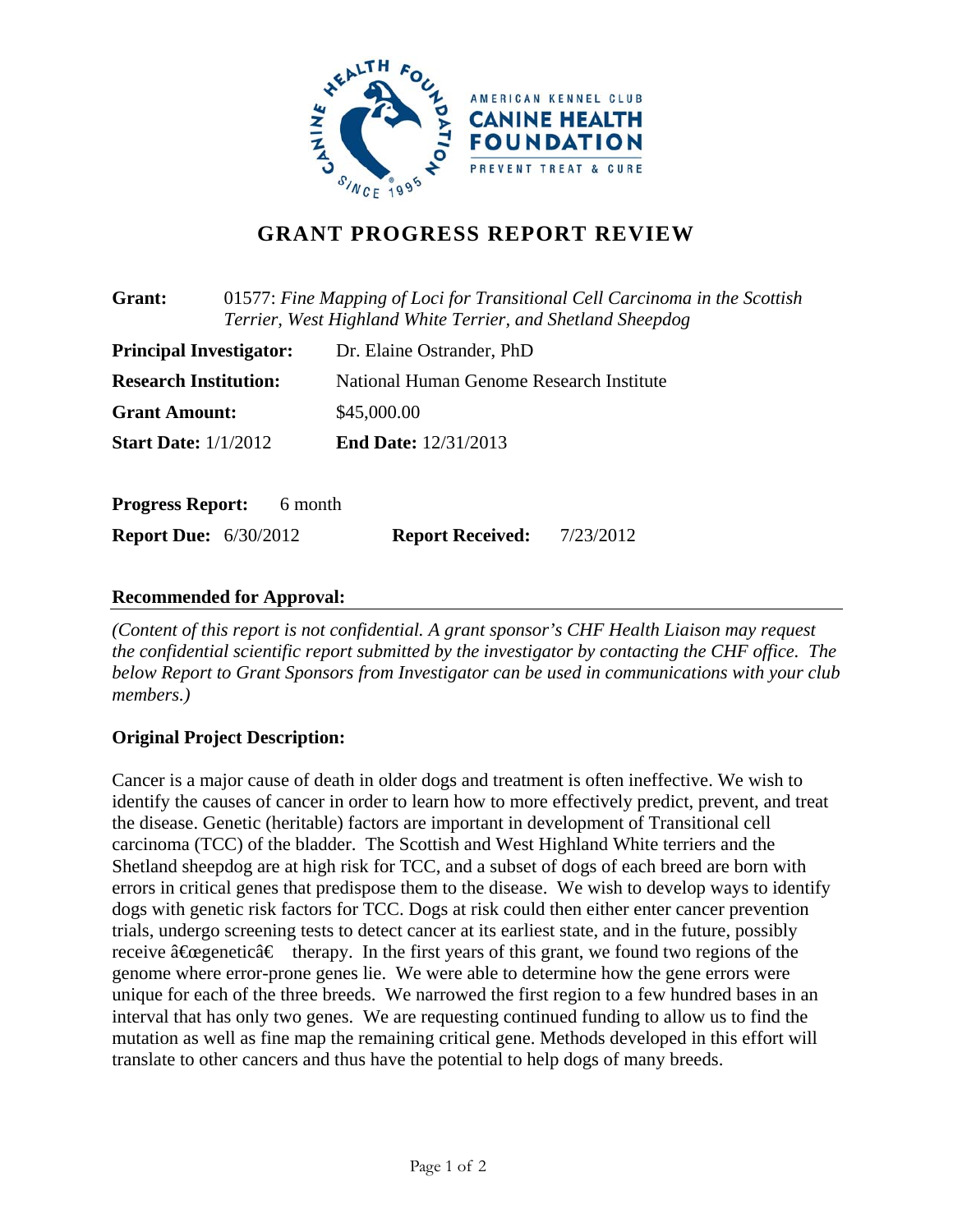# GRANT PROGRESS REPORT REVIEW

**Grant:** 01577: *Fine Mapping of Loci for Transitional Cell Carcinoma in the Scottish Terrier, West Highland White Terrier, and Shetland Sheepdog*

**Principal Investigator:** Dr. Elaine Ostrander, PhD

**Research Institution:** National Human Genome Research Institute

**Grant Amount:** $45,000.00

**Start Date:** 1/1/2012 **End Date:** 12/31/2013

**Progress Report:** 6 month

**Report Due:** 6/30/2012 **Report Received:** 7/23/2012

## Recommended for Approval:

*(Content of this report is not confidential. A grant sponsor's CHF Health Liaison may request the confidential scientific report submitted by the investigator by contacting the CHF office. The below Report to Grant Sponsors from Investigator can be used in communications with your club members.)*

## Original Project Description:

Cancer is a major cause of death in older dogs and treatment is often ineffective. We wish to identify the causes of cancer in order to learn how to more effectively predict, prevent, and treat the disease. Genetic (heritable) factors are important in development of Transitional cell carcinoma (TCC) of the bladder. The Scottish and West Highland White terriers and the Shetland sheepdog are at high risk for TCC, and a subset of dogs of each breed are born with errors in critical genes that predispose them to the disease. We wish to develop ways to identify dogs with genetic risk factors for TCC. Dogs at risk could then either enter cancer prevention trials, undergo screening tests to detect cancer at its earliest state, and in the future, possibly receive â€œgeneticâ€ therapy. In the first years of this grant, we found two regions of the genome where error-prone genes lie. We were able to determine how the gene errors were unique for each of the three breeds. We narrowed the first region to a few hundred bases in an interval that has only two genes. We are requesting continued funding to allow us to find the mutation as well as fine map the remaining critical gene. Methods developed in this effort will translate to other cancers and thus have the potential to help dogs of many breeds.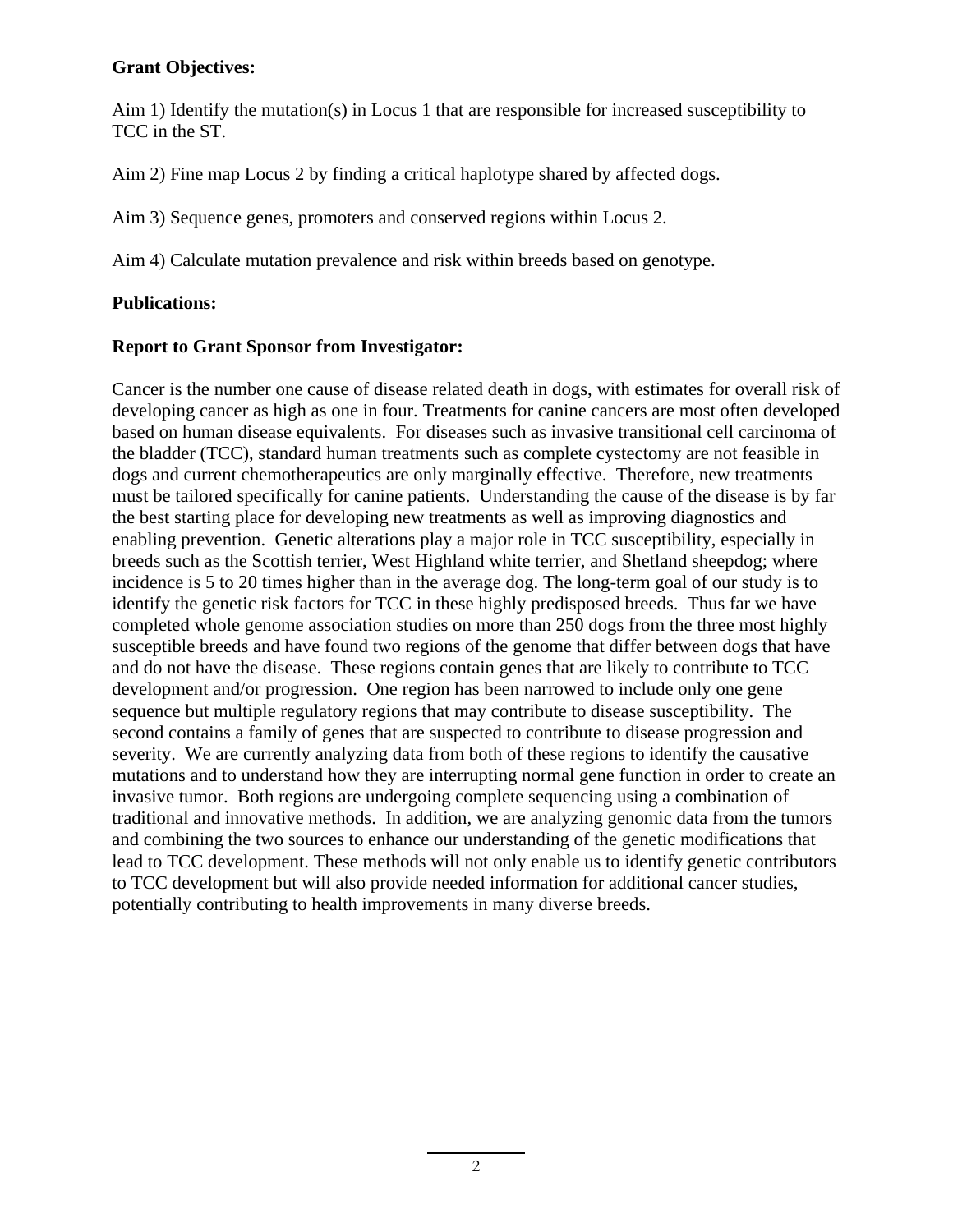**Grant Objectives:**

Aim 1) Identify the mutation(s) in Locus 1 that are responsible for increased susceptibility to TCC in the ST.

Aim 2) Fine map Locus 2 by finding a critical haplotype shared by affected dogs.

Aim 3) Sequence genes, promoters and conserved regions within Locus 2.

Aim 4) Calculate mutation prevalence and risk within breeds based on genotype.

**Publications:**

**Report to Grant Sponsor from Investigator:**

Cancer is the number one cause of disease related death in dogs, with estimates for overall risk of developing cancer as high as one in four. Treatments for canine cancers are most often developed based on human disease equivalents. For diseases such as invasive transitional cell carcinoma of the bladder (TCC), standard human treatments such as complete cystectomy are not feasible in dogs and current chemotherapeutics are only marginally effective. Therefore, new treatments must be tailored specifically for canine patients. Understanding the cause of the disease is by far the best starting place for developing new treatments as well as improving diagnostics and enabling prevention. Genetic alterations play a major role in TCC susceptibility, especially in breeds such as the Scottish terrier, West Highland white terrier, and Shetland sheepdog; where incidence is 5 to 20 times higher than in the average dog. The long-term goal of our study is to identify the genetic risk factors for TCC in these highly predisposed breeds. Thus far we have completed whole genome association studies on more than 250 dogs from the three most highly susceptible breeds and have found two regions of the genome that differ between dogs that have and do not have the disease. These regions contain genes that are likely to contribute to TCC development and/or progression. One region has been narrowed to include only one gene sequence but multiple regulatory regions that may contribute to disease susceptibility. The second contains a family of genes that are suspected to contribute to disease progression and severity. We are currently analyzing data from both of these regions to identify the causative mutations and to understand how they are interrupting normal gene function in order to create an invasive tumor. Both regions are undergoing complete sequencing using a combination of traditional and innovative methods. In addition, we are analyzing genomic data from the tumors and combining the two sources to enhance our understanding of the genetic modifications that lead to TCC development. These methods will not only enable us to identify genetic contributors to TCC development but will also provide needed information for additional cancer studies, potentially contributing to health improvements in many diverse breeds.